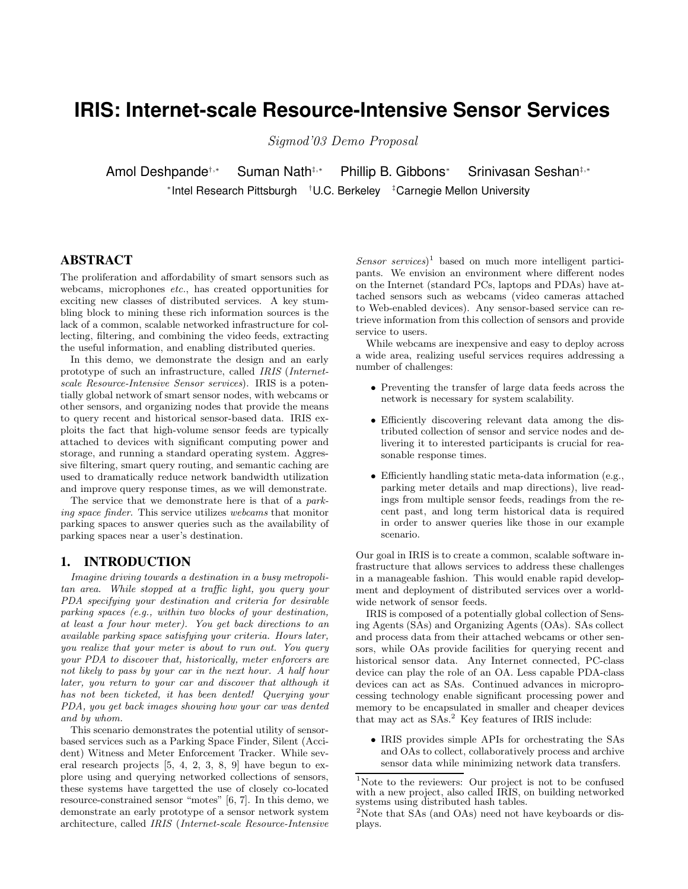# IRIS: Internet-scale Resource-Intensive Sensor Services

*Sigmod'03 Demo Proposal*

Amol Deshpande[†,*] Suman Nath[‡,*] Phillip B. Gibbons[*] Srinivasan Seshan[‡,*]

[*]Intel Research Pittsburgh [†]U.C. Berkeley [‡]Carnegie Mellon University

## ABSTRACT

The proliferation and affordability of smart sensors such as webcams, microphones *etc.*, has created opportunities for exciting new classes of distributed services. A key stumbling block to mining these rich information sources is the lack of a common, scalable networked infrastructure for collecting, filtering, and combining the video feeds, extracting the useful information, and enabling distributed queries.

In this demo, we demonstrate the design and an early prototype of such an infrastructure, called *IRIS* (*Internet-scale Resource-Intensive Sensor services*). IRIS is a potentially global network of smart sensor nodes, with webcams or other sensors, and organizing nodes that provide the means to query recent and historical sensor-based data. IRIS exploits the fact that high-volume sensor feeds are typically attached to devices with significant computing power and storage, and running a standard operating system. Aggressive filtering, smart query routing, and semantic caching are used to dramatically reduce network bandwidth utilization and improve query response times, as we will demonstrate.

The service that we demonstrate here is that of a *parking space finder*. This service utilizes *webcams* that monitor parking spaces to answer queries such as the availability of parking spaces near a user's destination.

## 1. INTRODUCTION

*Imagine driving towards a destination in a busy metropolitan area. While stopped at a traffic light, you query your PDA specifying your destination and criteria for desirable parking spaces (e.g., within two blocks of your destination, at least a four hour meter). You get back directions to an available parking space satisfying your criteria. Hours later, you realize that your meter is about to run out. You query your PDA to discover that, historically, meter enforcers are not likely to pass by your car in the next hour. A half hour later, you return to your car and discover that although it has not been ticketed, it has been dented! Querying your PDA, you get back images showing how your car was dented and by whom.*

This scenario demonstrates the potential utility of sensor-based services such as a Parking Space Finder, Silent (Accident) Witness and Meter Enforcement Tracker. While several research projects [5, 4, 2, 3, 8, 9] have begun to explore using and querying networked collections of sensors, these systems have targetted the use of closely co-located resource-constrained sensor "motes" [6, 7]. In this demo, we demonstrate an early prototype of a sensor network system architecture, called *IRIS* (*Internet-scale Resource-Intensive Sensor services*)[1] based on much more intelligent participants. We envision an environment where different nodes on the Internet (standard PCs, laptops and PDAs) have attached sensors such as webcams (video cameras attached to Web-enabled devices). Any sensor-based service can retrieve information from this collection of sensors and provide service to users.

While webcams are inexpensive and easy to deploy across a wide area, realizing useful services requires addressing a number of challenges:

- Preventing the transfer of large data feeds across the network is necessary for system scalability.
- Efficiently discovering relevant data among the distributed collection of sensor and service nodes and delivering it to interested participants is crucial for reasonable response times.
- Efficiently handling static meta-data information (e.g., parking meter details and map directions), live readings from multiple sensor feeds, readings from the recent past, and long term historical data is required in order to answer queries like those in our example scenario.

Our goal in IRIS is to create a common, scalable software infrastructure that allows services to address these challenges in a manageable fashion. This would enable rapid development and deployment of distributed services over a world-wide network of sensor feeds.

IRIS is composed of a potentially global collection of Sensing Agents (SAs) and Organizing Agents (OAs). SAs collect and process data from their attached webcams or other sensors, while OAs provide facilities for querying recent and historical sensor data. Any Internet connected, PC-class device can play the role of an OA. Less capable PDA-class devices can act as SAs. Continued advances in microprocessing technology enable significant processing power and memory to be encapsulated in smaller and cheaper devices that may act as SAs.[2] Key features of IRIS include:

- IRIS provides simple APIs for orchestrating the SAs and OAs to collect, collaboratively process and archive sensor data while minimizing network data transfers.

[1]Note to the reviewers: Our project is not to be confused with a new project, also called IRIS, on building networked systems using distributed hash tables.

[2]Note that SAs (and OAs) need not have keyboards or displays.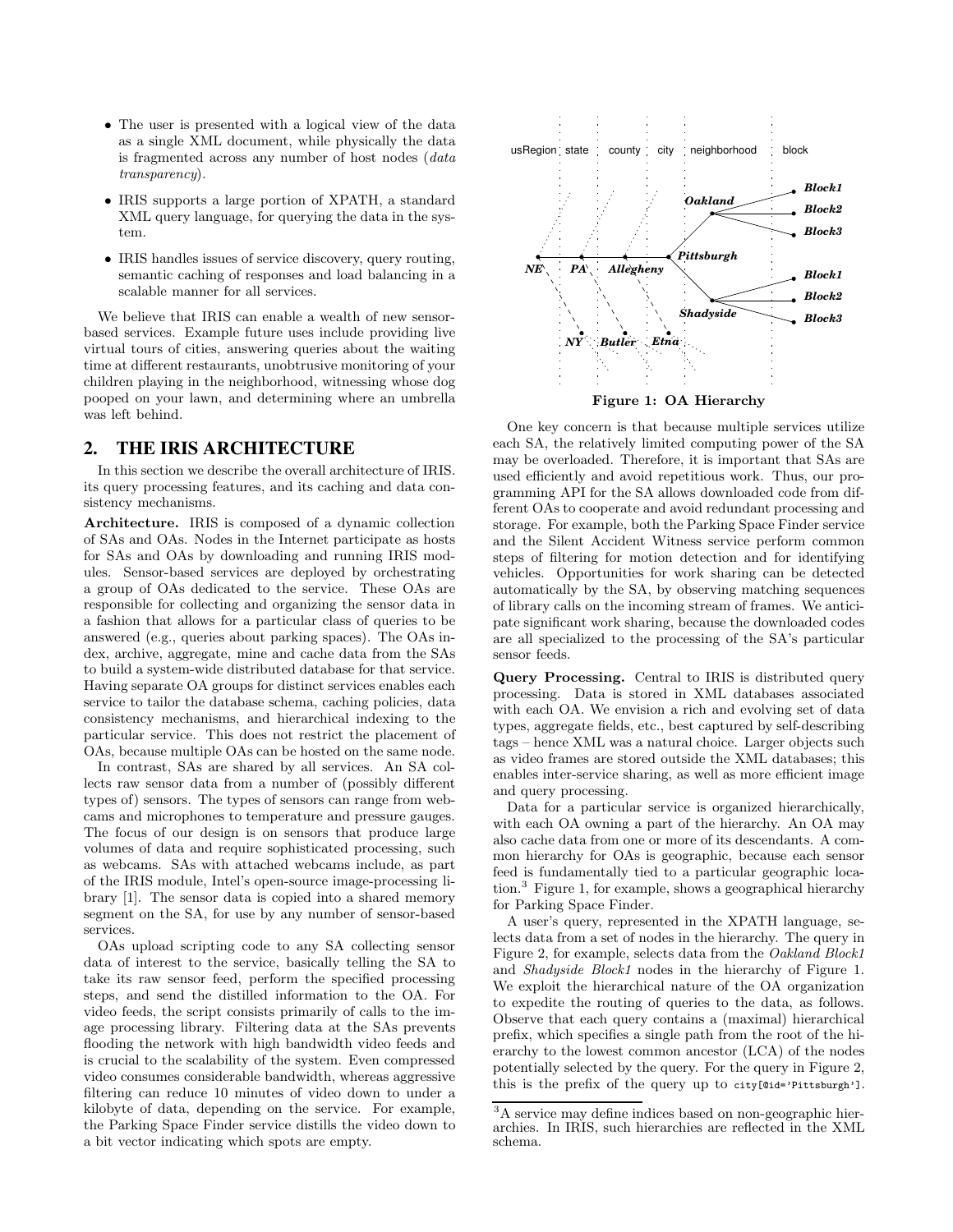- The user is presented with a logical view of the data as a single XML document, while physically the data is fragmented across any number of host nodes (*data transparency*).
- IRIS supports a large portion of XPATH, a standard XML query language, for querying the data in the system.
- IRIS handles issues of service discovery, query routing, semantic caching of responses and load balancing in a scalable manner for all services.

We believe that IRIS can enable a wealth of new sensor-based services. Example future uses include providing live virtual tours of cities, answering queries about the waiting time at different restaurants, unobtrusive monitoring of your children playing in the neighborhood, witnessing whose dog pooped on your lawn, and determining where an umbrella was left behind.

## 2. THE IRIS ARCHITECTURE

In this section we describe the overall architecture of IRIS. its query processing features, and its caching and data consistency mechanisms.

**Architecture.** IRIS is composed of a dynamic collection of SAs and OAs. Nodes in the Internet participate as hosts for SAs and OAs by downloading and running IRIS modules. Sensor-based services are deployed by orchestrating a group of OAs dedicated to the service. These OAs are responsible for collecting and organizing the sensor data in a fashion that allows for a particular class of queries to be answered (e.g., queries about parking spaces). The OAs index, archive, aggregate, mine and cache data from the SAs to build a system-wide distributed database for that service. Having separate OA groups for distinct services enables each service to tailor the database schema, caching policies, data consistency mechanisms, and hierarchical indexing to the particular service. This does not restrict the placement of OAs, because multiple OAs can be hosted on the same node.

In contrast, SAs are shared by all services. An SA collects raw sensor data from a number of (possibly different types of) sensors. The types of sensors can range from webcams and microphones to temperature and pressure gauges. The focus of our design is on sensors that produce large volumes of data and require sophisticated processing, such as webcams. SAs with attached webcams include, as part of the IRIS module, Intel's open-source image-processing library [1]. The sensor data is copied into a shared memory segment on the SA, for use by any number of sensor-based services.

OAs upload scripting code to any SA collecting sensor data of interest to the service, basically telling the SA to take its raw sensor feed, perform the specified processing steps, and send the distilled information to the OA. For video feeds, the script consists primarily of calls to the image processing library. Filtering data at the SAs prevents flooding the network with high bandwidth video feeds and is crucial to the scalability of the system. Even compressed video consumes considerable bandwidth, whereas aggressive filtering can reduce 10 minutes of video down to under a kilobyte of data, depending on the service. For example, the Parking Space Finder service distills the video down to a bit vector indicating which spots are empty.

**Figure 1: OA Hierarchy**

One key concern is that because multiple services utilize each SA, the relatively limited computing power of the SA may be overloaded. Therefore, it is important that SAs are used efficiently and avoid repetitious work. Thus, our programming API for the SA allows downloaded code from different OAs to cooperate and avoid redundant processing and storage. For example, both the Parking Space Finder service and the Silent Accident Witness service perform common steps of filtering for motion detection and for identifying vehicles. Opportunities for work sharing can be detected automatically by the SA, by observing matching sequences of library calls on the incoming stream of frames. We anticipate significant work sharing, because the downloaded codes are all specialized to the processing of the SA's particular sensor feeds.

**Query Processing.** Central to IRIS is distributed query processing. Data is stored in XML databases associated with each OA. We envision a rich and evolving set of data types, aggregate fields, etc., best captured by self-describing tags – hence XML was a natural choice. Larger objects such as video frames are stored outside the XML databases; this enables inter-service sharing, as well as more efficient image and query processing.

Data for a particular service is organized hierarchically, with each OA owning a part of the hierarchy. An OA may also cache data from one or more of its descendants. A common hierarchy for OAs is geographic, because each sensor feed is fundamentally tied to a particular geographic location.[3] Figure 1, for example, shows a geographical hierarchy for Parking Space Finder.

A user's query, represented in the XPATH language, selects data from a set of nodes in the hierarchy. The query in Figure 2, for example, selects data from the *Oakland Block1* and *Shadyside Block1* nodes in the hierarchy of Figure 1. We exploit the hierarchical nature of the OA organization to expedite the routing of queries to the data, as follows. Observe that each query contains a (maximal) hierarchical prefix, which specifies a single path from the root of the hierarchy to the lowest common ancestor (LCA) of the nodes potentially selected by the query. For the query in Figure 2, this is the prefix of the query up to `city[@id='Pittsburgh']`.

[3] A service may define indices based on non-geographic hierarchies. In IRIS, such hierarchies are reflected in the XML schema.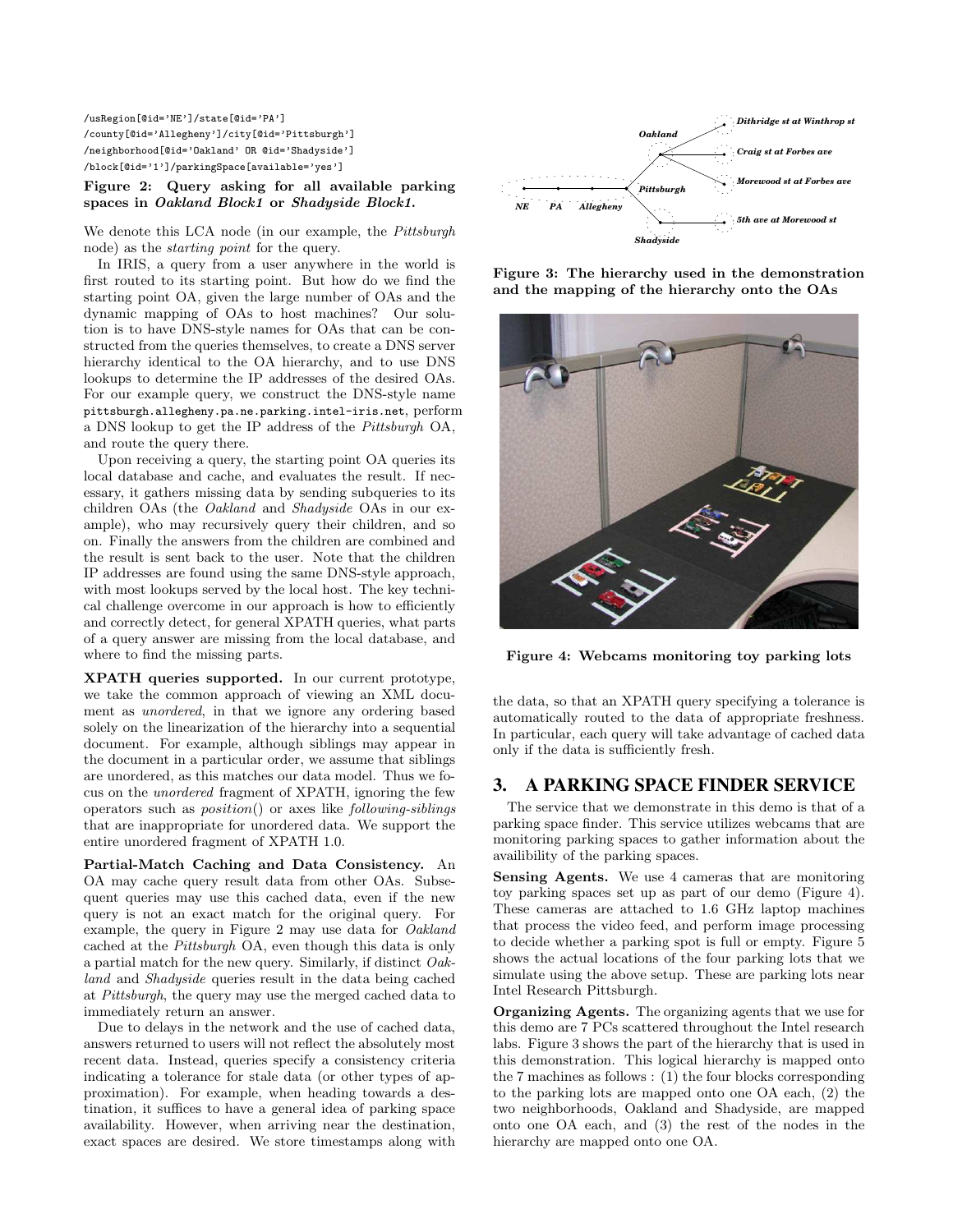```
/usRegion[@id='NE']/state[@id='PA']
/county[@id='Allegheny']/city[@id='Pittsburgh']
/neighborhood[@id='Oakland' OR @id='Shadyside']
/block[@id='1']/parkingSpace[available='yes']
```

**Figure 2: Query asking for all available parking spaces in *Oakland Block1* or *Shadyside Block1*.**

We denote this LCA node (in our example, the *Pittsburgh* node) as the *starting point* for the query.

In IRIS, a query from a user anywhere in the world is first routed to its starting point. But how do we find the starting point OA, given the large number of OAs and the dynamic mapping of OAs to host machines? Our solution is to have DNS-style names for OAs that can be constructed from the queries themselves, to create a DNS server hierarchy identical to the OA hierarchy, and to use DNS lookups to determine the IP addresses of the desired OAs. For our example query, we construct the DNS-style name `pittsburgh.allegheny.pa.ne.parking.intel-iris.net`, perform a DNS lookup to get the IP address of the *Pittsburgh* OA, and route the query there.

Upon receiving a query, the starting point OA queries its local database and cache, and evaluates the result. If necessary, it gathers missing data by sending subqueries to its children OAs (the *Oakland* and *Shadyside* OAs in our example), who may recursively query their children, and so on. Finally the answers from the children are combined and the result is sent back to the user. Note that the children IP addresses are found using the same DNS-style approach, with most lookups served by the local host. The key technical challenge overcome in our approach is how to efficiently and correctly detect, for general XPATH queries, what parts of a query answer are missing from the local database, and where to find the missing parts.

**XPATH queries supported.** In our current prototype, we take the common approach of viewing an XML document as *unordered*, in that we ignore any ordering based solely on the linearization of the hierarchy into a sequential document. For example, although siblings may appear in the document in a particular order, we assume that siblings are unordered, as this matches our data model. Thus we focus on the *unordered* fragment of XPATH, ignoring the few operators such as *position*() or axes like *following-siblings* that are inappropriate for unordered data. We support the entire unordered fragment of XPATH 1.0.

**Partial-Match Caching and Data Consistency.** An OA may cache query result data from other OAs. Subsequent queries may use this cached data, even if the new query is not an exact match for the original query. For example, the query in Figure 2 may use data for *Oakland* cached at the *Pittsburgh* OA, even though this data is only a partial match for the new query. Similarly, if distinct *Oakland* and *Shadyside* queries result in the data being cached at *Pittsburgh*, the query may use the merged cached data to immediately return an answer.

Due to delays in the network and the use of cached data, answers returned to users will not reflect the absolutely most recent data. Instead, queries specify a consistency criteria indicating a tolerance for stale data (or other types of approximation). For example, when heading towards a destination, it suffices to have a general idea of parking space availability. However, when arriving near the destination, exact spaces are desired. We store timestamps along with the data, so that an XPATH query specifying a tolerance is automatically routed to the data of appropriate freshness. In particular, each query will take advantage of cached data only if the data is sufficiently fresh.

**Figure 3: The hierarchy used in the demonstration and the mapping of the hierarchy onto the OAs**

**Figure 4: Webcams monitoring toy parking lots**

## 3. A PARKING SPACE FINDER SERVICE

The service that we demonstrate in this demo is that of a parking space finder. This service utilizes webcams that are monitoring parking spaces to gather information about the availibility of the parking spaces.

**Sensing Agents.** We use 4 cameras that are monitoring toy parking spaces set up as part of our demo (Figure 4). These cameras are attached to 1.6 GHz laptop machines that process the video feed, and perform image processing to decide whether a parking spot is full or empty. Figure 5 shows the actual locations of the four parking lots that we simulate using the above setup. These are parking lots near Intel Research Pittsburgh.

**Organizing Agents.** The organizing agents that we use for this demo are 7 PCs scattered throughout the Intel research labs. Figure 3 shows the part of the hierarchy that is used in this demonstration. This logical hierarchy is mapped onto the 7 machines as follows : (1) the four blocks corresponding to the parking lots are mapped onto one OA each, (2) the two neighborhoods, Oakland and Shadyside, are mapped onto one OA each, and (3) the rest of the nodes in the hierarchy are mapped onto one OA.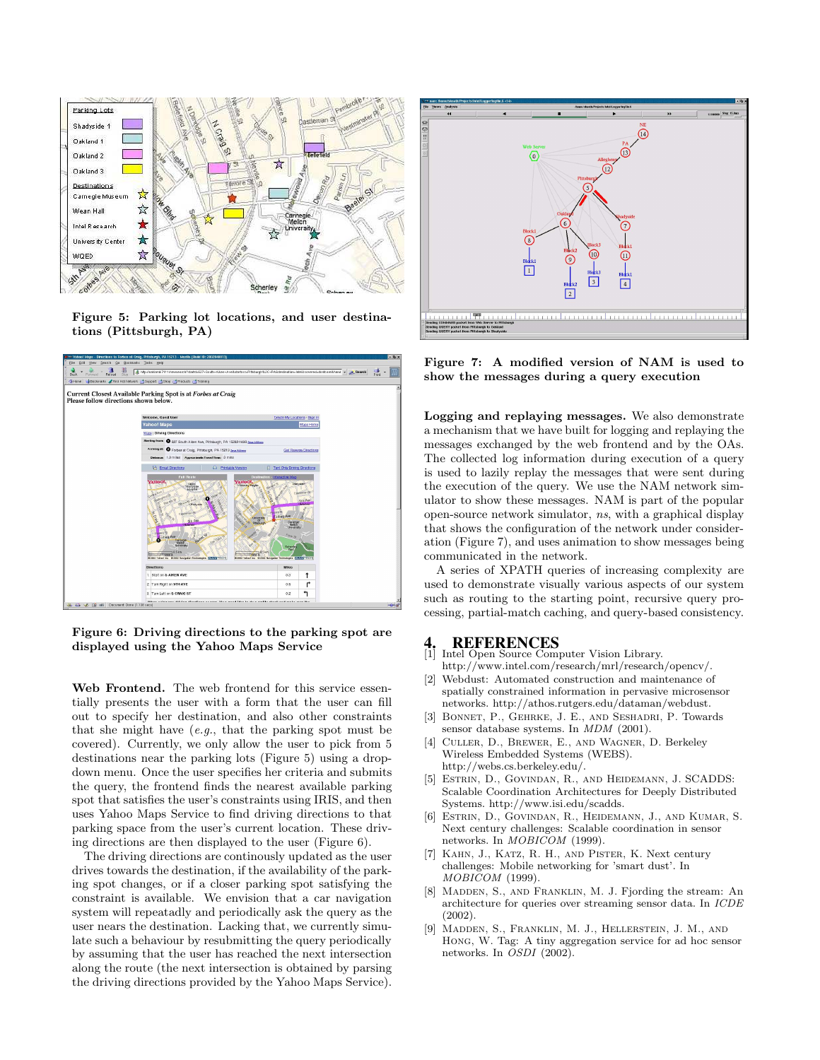Figure 5: Parking lot locations, and user destinations (Pittsburgh, PA)

Figure 6: Driving directions to the parking spot are displayed using the Yahoo Maps Service

**Web Frontend.** The web frontend for this service essentially presents the user with a form that the user can fill out to specify her destination, and also other constraints that she might have (*e.g.*, that the parking spot must be covered). Currently, we only allow the user to pick from 5 destinations near the parking lots (Figure 5) using a drop-down menu. Once the user specifies her criteria and submits the query, the frontend finds the nearest available parking spot that satisfies the user's constraints using IRIS, and then uses Yahoo Maps Service to find driving directions to that parking space from the user's current location. These driving directions are then displayed to the user (Figure 6).

The driving directions are continously updated as the user drives towards the destination, if the availability of the parking spot changes, or if a closer parking spot satisfying the constraint is available. We envision that a car navigation system will repeatadly and periodically ask the query as the user nears the destination. Lacking that, we currently simulate such a behaviour by resubmitting the query periodically by assuming that the user has reached the next intersection along the route (the next intersection is obtained by parsing the driving directions provided by the Yahoo Maps Service).

Figure 7: A modified version of NAM is used to show the messages during a query execution

**Logging and replaying messages.** We also demonstrate a mechanism that we have built for logging and replaying the messages exchanged by the web frontend and by the OAs. The collected log information during execution of a query is used to lazily replay the messages that were sent during the execution of the query. We use the NAM network simulator to show these messages. NAM is part of the popular open-source network simulator, *ns*, with a graphical display that shows the configuration of the network under consideration (Figure 7), and uses animation to show messages being communicated in the network.

A series of XPATH queries of increasing complexity are used to demonstrate visually various aspects of our system such as routing to the starting point, recursive query processing, partial-match caching, and query-based consistency.

# 4. REFERENCES

[1] Intel Open Source Computer Vision Library. http://www.intel.com/research/mrl/research/opencv/.

[2] Webdust: Automated construction and maintenance of spatially constrained information in pervasive microsensor networks. http://athos.rutgers.edu/dataman/webdust.

[3] Bonnet, P., Gehrke, J. E., and Seshadri, P. Towards sensor database systems. In *MDM* (2001).

[4] Culler, D., Brewer, E., and Wagner, D. Berkeley Wireless Embedded Systems (WEBS). http://webs.cs.berkeley.edu/.

[5] Estrin, D., Govindan, R., and Heidemann, J. SCADDS: Scalable Coordination Architectures for Deeply Distributed Systems. http://www.isi.edu/scadds.

[6] Estrin, D., Govindan, R., Heidemann, J., and Kumar, S. Next century challenges: Scalable coordination in sensor networks. In *MOBICOM* (1999).

[7] Kahn, J., Katz, R. H., and Pister, K. Next century challenges: Mobile networking for 'smart dust'. In *MOBICOM* (1999).

[8] Madden, S., and Franklin, M. J. Fjording the stream: An architecture for queries over streaming sensor data. In *ICDE* (2002).

[9] Madden, S., Franklin, M. J., Hellerstein, J. M., and Hong, W. Tag: A tiny aggregation service for ad hoc sensor networks. In *OSDI* (2002).